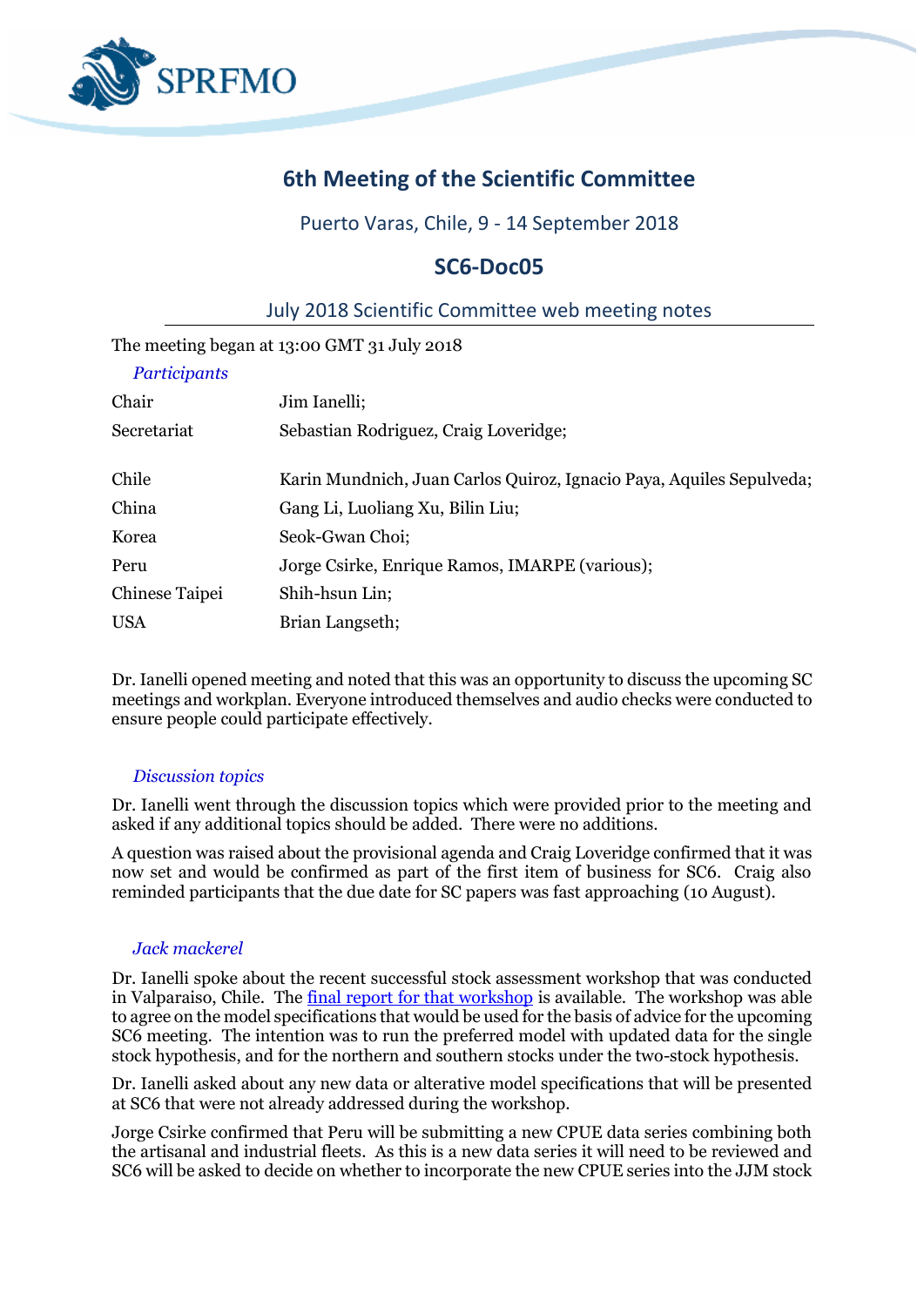# 6th Meeting of the Scientific Committee

Puerto Varas, Chile, 9 - 14 September 2018

## SC6-Doc05

### July 2018 Scientific Committee web meeting notes

The meeting began at 13:00 GMT 31 July 2018

*Participants*

| | |
|---|---|
| Chair | Jim Ianelli; |
| Secretariat | Sebastian Rodriguez, Craig Loveridge; |
| Chile | Karin Mundnich, Juan Carlos Quiroz, Ignacio Paya, Aquiles Sepulveda; |
| China | Gang Li, Luoliang Xu, Bilin Liu; |
| Korea | Seok-Gwan Choi; |
| Peru | Jorge Csirke, Enrique Ramos, IMARPE (various); |
| Chinese Taipei | Shih-hsun Lin; |
| USA | Brian Langseth; |

Dr. Ianelli opened meeting and noted that this was an opportunity to discuss the upcoming SC meetings and workplan. Everyone introduced themselves and audio checks were conducted to ensure people could participate effectively.

*Discussion topics*

Dr. Ianelli went through the discussion topics which were provided prior to the meeting and asked if any additional topics should be added. There were no additions.

A question was raised about the provisional agenda and Craig Loveridge confirmed that it was now set and would be confirmed as part of the first item of business for SC6. Craig also reminded participants that the due date for SC papers was fast approaching (10 August).

*Jack mackerel*

Dr. Ianelli spoke about the recent successful stock assessment workshop that was conducted in Valparaiso, Chile. The final report for that workshop is available. The workshop was able to agree on the model specifications that would be used for the basis of advice for the upcoming SC6 meeting. The intention was to run the preferred model with updated data for the single stock hypothesis, and for the northern and southern stocks under the two-stock hypothesis.

Dr. Ianelli asked about any new data or alterative model specifications that will be presented at SC6 that were not already addressed during the workshop.

Jorge Csirke confirmed that Peru will be submitting a new CPUE data series combining both the artisanal and industrial fleets. As this is a new data series it will need to be reviewed and SC6 will be asked to decide on whether to incorporate the new CPUE series into the JJM stock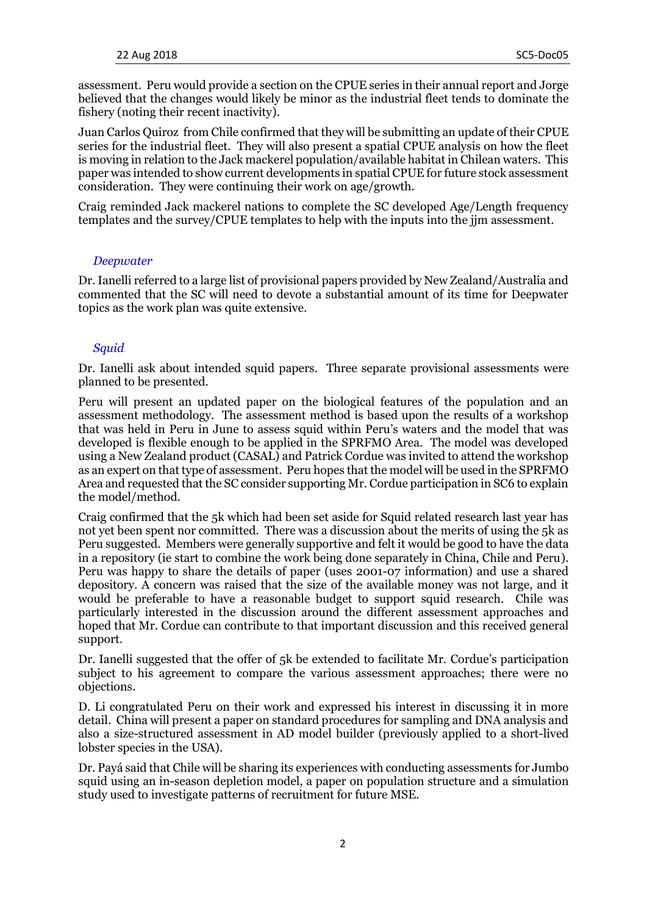assessment. Peru would provide a section on the CPUE series in their annual report and Jorge believed that the changes would likely be minor as the industrial fleet tends to dominate the fishery (noting their recent inactivity).

Juan Carlos Quiroz from Chile confirmed that they will be submitting an update of their CPUE series for the industrial fleet. They will also present a spatial CPUE analysis on how the fleet is moving in relation to the Jack mackerel population/available habitat in Chilean waters. This paper was intended to show current developments in spatial CPUE for future stock assessment consideration. They were continuing their work on age/growth.

Craig reminded Jack mackerel nations to complete the SC developed Age/Length frequency templates and the survey/CPUE templates to help with the inputs into the jjm assessment.

### *Deepwater*

Dr. Ianelli referred to a large list of provisional papers provided by New Zealand/Australia and commented that the SC will need to devote a substantial amount of its time for Deepwater topics as the work plan was quite extensive.

### *Squid*

Dr. Ianelli ask about intended squid papers. Three separate provisional assessments were planned to be presented.

Peru will present an updated paper on the biological features of the population and an assessment methodology. The assessment method is based upon the results of a workshop that was held in Peru in June to assess squid within Peru's waters and the model that was developed is flexible enough to be applied in the SPRFMO Area. The model was developed using a New Zealand product (CASAL) and Patrick Cordue was invited to attend the workshop as an expert on that type of assessment. Peru hopes that the model will be used in the SPRFMO Area and requested that the SC consider supporting Mr. Cordue participation in SC6 to explain the model/method.

Craig confirmed that the 5k which had been set aside for Squid related research last year has not yet been spent nor committed. There was a discussion about the merits of using the 5k as Peru suggested. Members were generally supportive and felt it would be good to have the data in a repository (ie start to combine the work being done separately in China, Chile and Peru). Peru was happy to share the details of paper (uses 2001-07 information) and use a shared depository. A concern was raised that the size of the available money was not large, and it would be preferable to have a reasonable budget to support squid research. Chile was particularly interested in the discussion around the different assessment approaches and hoped that Mr. Cordue can contribute to that important discussion and this received general support.

Dr. Ianelli suggested that the offer of 5k be extended to facilitate Mr. Cordue's participation subject to his agreement to compare the various assessment approaches; there were no objections.

D. Li congratulated Peru on their work and expressed his interest in discussing it in more detail. China will present a paper on standard procedures for sampling and DNA analysis and also a size-structured assessment in AD model builder (previously applied to a short-lived lobster species in the USA).

Dr. Payá said that Chile will be sharing its experiences with conducting assessments for Jumbo squid using an in-season depletion model, a paper on population structure and a simulation study used to investigate patterns of recruitment for future MSE.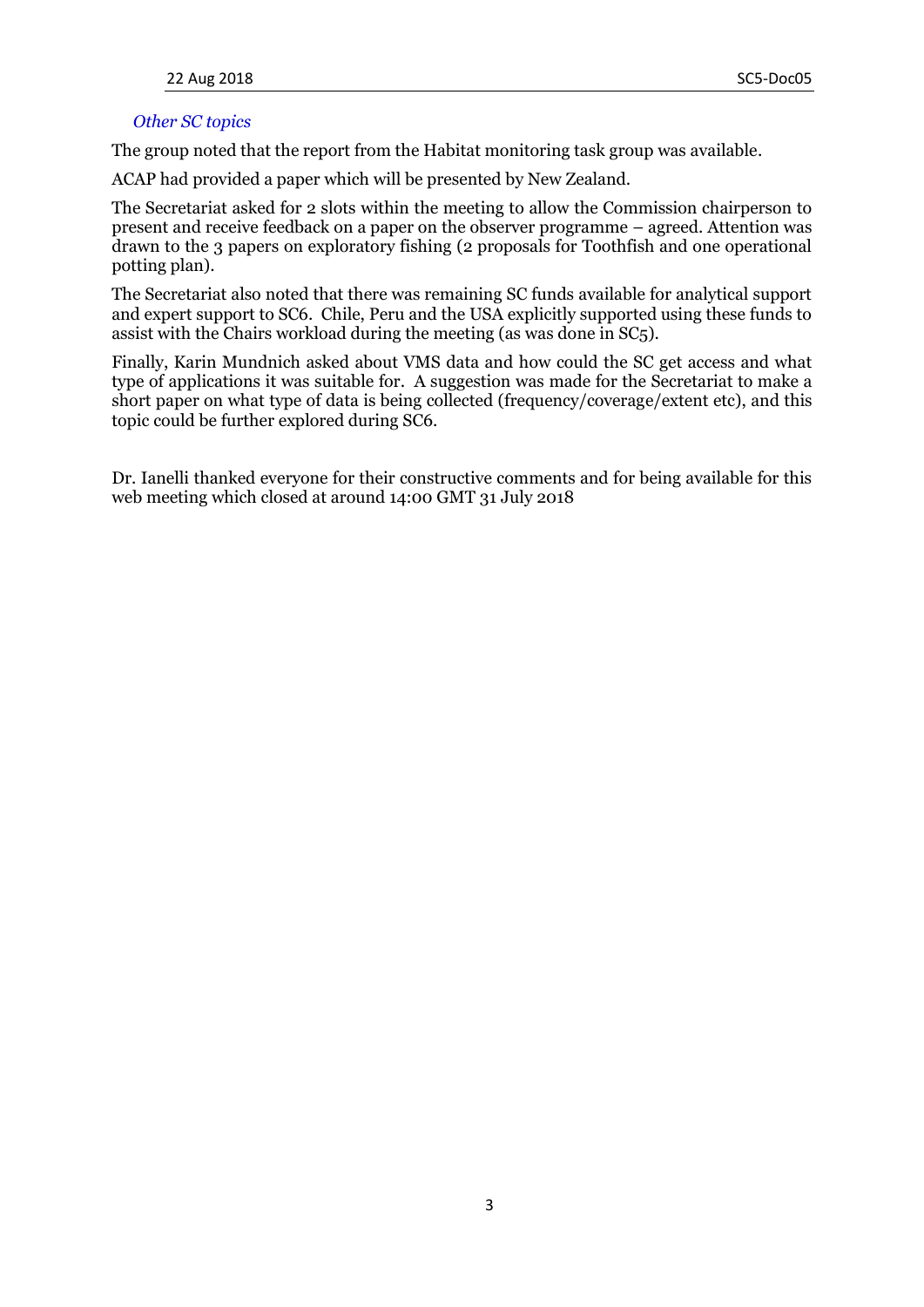### *Other SC topics*

The group noted that the report from the Habitat monitoring task group was available.

ACAP had provided a paper which will be presented by New Zealand.

The Secretariat asked for 2 slots within the meeting to allow the Commission chairperson to present and receive feedback on a paper on the observer programme – agreed. Attention was drawn to the 3 papers on exploratory fishing (2 proposals for Toothfish and one operational potting plan).

The Secretariat also noted that there was remaining SC funds available for analytical support and expert support to SC6. Chile, Peru and the USA explicitly supported using these funds to assist with the Chairs workload during the meeting (as was done in SC5).

Finally, Karin Mundnich asked about VMS data and how could the SC get access and what type of applications it was suitable for. A suggestion was made for the Secretariat to make a short paper on what type of data is being collected (frequency/coverage/extent etc), and this topic could be further explored during SC6.

Dr. Ianelli thanked everyone for their constructive comments and for being available for this web meeting which closed at around 14:00 GMT 31 July 2018